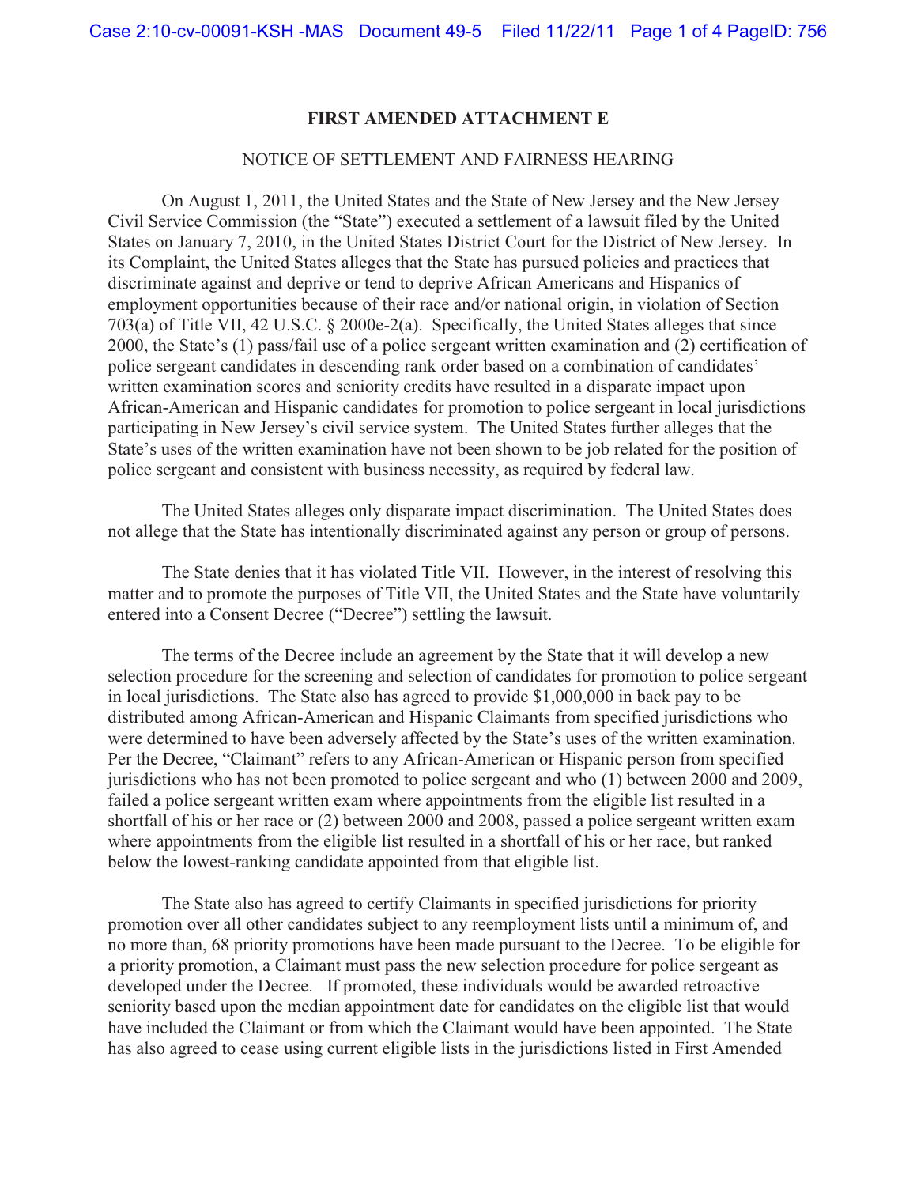## FIRST AMENDED ATTACHMENT E

NOTICE OF SETTLEMENT AND FAIRNESS HEARING

On August 1, 2011, the United States and the State of New Jersey and the New Jersey Civil Service Commission (the "State") executed a settlement of a lawsuit filed by the United States on January 7, 2010, in the United States District Court for the District of New Jersey. In its Complaint, the United States alleges that the State has pursued policies and practices that discriminate against and deprive or tend to deprive African Americans and Hispanics of employment opportunities because of their race and/or national origin, in violation of Section 703(a) of Title VII, 42 U.S.C. § 2000e-2(a). Specifically, the United States alleges that since 2000, the State's (1) pass/fail use of a police sergeant written examination and (2) certification of police sergeant candidates in descending rank order based on a combination of candidates' written examination scores and seniority credits have resulted in a disparate impact upon African-American and Hispanic candidates for promotion to police sergeant in local jurisdictions participating in New Jersey's civil service system. The United States further alleges that the State's uses of the written examination have not been shown to be job related for the position of police sergeant and consistent with business necessity, as required by federal law.

The United States alleges only disparate impact discrimination. The United States does not allege that the State has intentionally discriminated against any person or group of persons.

The State denies that it has violated Title VII. However, in the interest of resolving this matter and to promote the purposes of Title VII, the United States and the State have voluntarily entered into a Consent Decree ("Decree") settling the lawsuit.

The terms of the Decree include an agreement by the State that it will develop a new selection procedure for the screening and selection of candidates for promotion to police sergeant in local jurisdictions. The State also has agreed to provide $1,000,000 in back pay to be distributed among African-American and Hispanic Claimants from specified jurisdictions who were determined to have been adversely affected by the State's uses of the written examination. Per the Decree, "Claimant" refers to any African-American or Hispanic person from specified jurisdictions who has not been promoted to police sergeant and who (1) between 2000 and 2009, failed a police sergeant written exam where appointments from the eligible list resulted in a shortfall of his or her race or (2) between 2000 and 2008, passed a police sergeant written exam where appointments from the eligible list resulted in a shortfall of his or her race, but ranked below the lowest-ranking candidate appointed from that eligible list.

The State also has agreed to certify Claimants in specified jurisdictions for priority promotion over all other candidates subject to any reemployment lists until a minimum of, and no more than, 68 priority promotions have been made pursuant to the Decree. To be eligible for a priority promotion, a Claimant must pass the new selection procedure for police sergeant as developed under the Decree. If promoted, these individuals would be awarded retroactive seniority based upon the median appointment date for candidates on the eligible list that would have included the Claimant or from which the Claimant would have been appointed. The State has also agreed to cease using current eligible lists in the jurisdictions listed in First Amended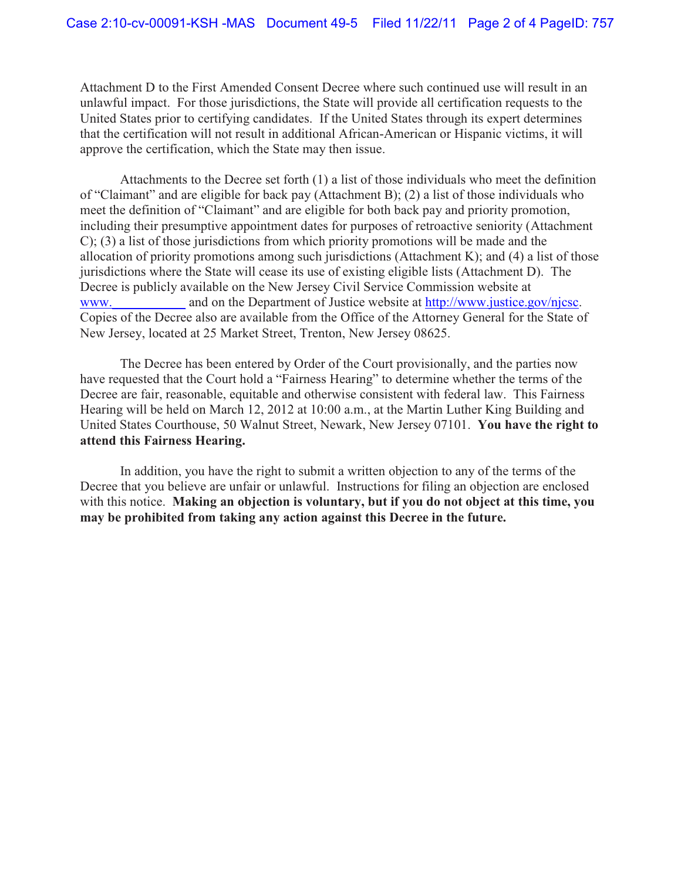Attachment D to the First Amended Consent Decree where such continued use will result in an unlawful impact. For those jurisdictions, the State will provide all certification requests to the United States prior to certifying candidates. If the United States through its expert determines that the certification will not result in additional African-American or Hispanic victims, it will approve the certification, which the State may then issue.

Attachments to the Decree set forth (1) a list of those individuals who meet the definition of "Claimant" and are eligible for back pay (Attachment B); (2) a list of those individuals who meet the definition of "Claimant" and are eligible for both back pay and priority promotion, including their presumptive appointment dates for purposes of retroactive seniority (Attachment C); (3) a list of those jurisdictions from which priority promotions will be made and the allocation of priority promotions among such jurisdictions (Attachment K); and (4) a list of those jurisdictions where the State will cease its use of existing eligible lists (Attachment D). The Decree is publicly available on the New Jersey Civil Service Commission website at www.___________ and on the Department of Justice website at http://www.justice.gov/njcsc. Copies of the Decree also are available from the Office of the Attorney General for the State of New Jersey, located at 25 Market Street, Trenton, New Jersey 08625.

The Decree has been entered by Order of the Court provisionally, and the parties now have requested that the Court hold a "Fairness Hearing" to determine whether the terms of the Decree are fair, reasonable, equitable and otherwise consistent with federal law. This Fairness Hearing will be held on March 12, 2012 at 10:00 a.m., at the Martin Luther King Building and United States Courthouse, 50 Walnut Street, Newark, New Jersey 07101. **You have the right to attend this Fairness Hearing.**

In addition, you have the right to submit a written objection to any of the terms of the Decree that you believe are unfair or unlawful. Instructions for filing an objection are enclosed with this notice. **Making an objection is voluntary, but if you do not object at this time, you may be prohibited from taking any action against this Decree in the future.**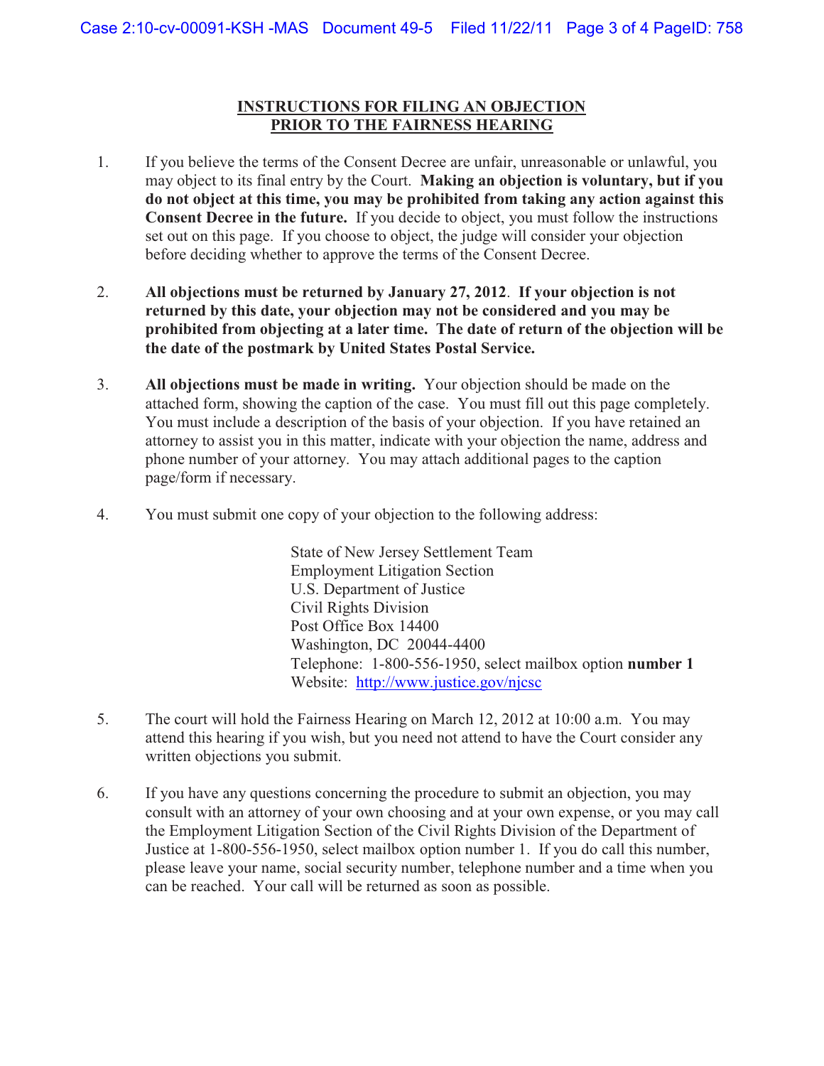## INSTRUCTIONS FOR FILING AN OBJECTION PRIOR TO THE FAIRNESS HEARING

1. If you believe the terms of the Consent Decree are unfair, unreasonable or unlawful, you may object to its final entry by the Court. **Making an objection is voluntary, but if you do not object at this time, you may be prohibited from taking any action against this Consent Decree in the future.** If you decide to object, you must follow the instructions set out on this page. If you choose to object, the judge will consider your objection before deciding whether to approve the terms of the Consent Decree.

2. **All objections must be returned by January 27, 2012**. **If your objection is not returned by this date, your objection may not be considered and you may be prohibited from objecting at a later time. The date of return of the objection will be the date of the postmark by United States Postal Service.**

3. **All objections must be made in writing.** Your objection should be made on the attached form, showing the caption of the case. You must fill out this page completely. You must include a description of the basis of your objection. If you have retained an attorney to assist you in this matter, indicate with your objection the name, address and phone number of your attorney. You may attach additional pages to the caption page/form if necessary.

4. You must submit one copy of your objection to the following address:

   State of New Jersey Settlement Team
   Employment Litigation Section
   U.S. Department of Justice
   Civil Rights Division
   Post Office Box 14400
   Washington, DC 20044-4400
   Telephone: 1-800-556-1950, select mailbox option **number 1**
   Website: http://www.justice.gov/njcsc

5. The court will hold the Fairness Hearing on March 12, 2012 at 10:00 a.m. You may attend this hearing if you wish, but you need not attend to have the Court consider any written objections you submit.

6. If you have any questions concerning the procedure to submit an objection, you may consult with an attorney of your own choosing and at your own expense, or you may call the Employment Litigation Section of the Civil Rights Division of the Department of Justice at 1-800-556-1950, select mailbox option number 1. If you do call this number, please leave your name, social security number, telephone number and a time when you can be reached. Your call will be returned as soon as possible.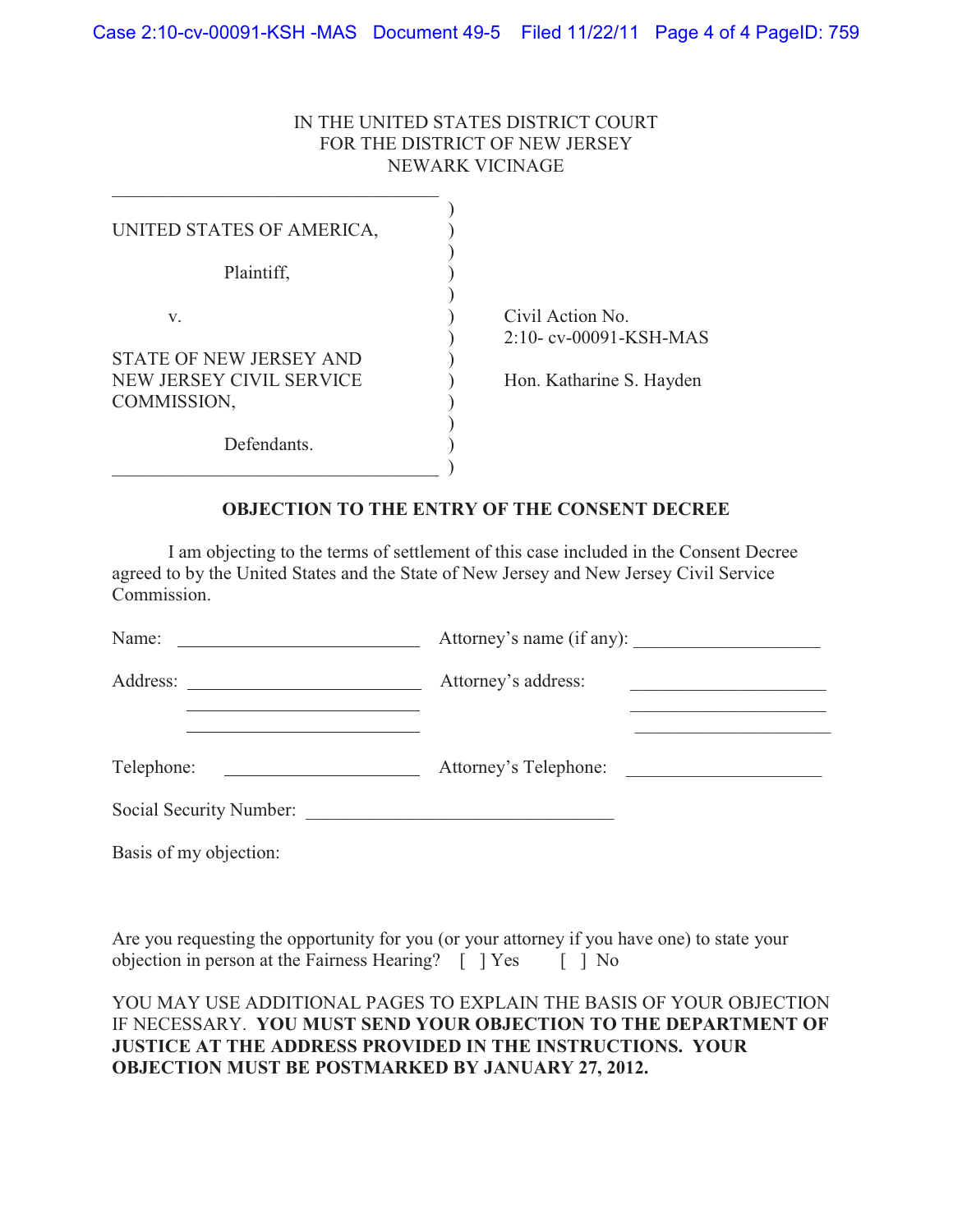IN THE UNITED STATES DISTRICT COURT
FOR THE DISTRICT OF NEW JERSEY
NEWARK VICINAGE

| | |
|---|---|
| UNITED STATES OF AMERICA,<br><br>Plaintiff,<br><br>v.<br><br>STATE OF NEW JERSEY AND NEW JERSEY CIVIL SERVICE COMMISSION,<br><br>Defendants. | Civil Action No.<br>2:10- cv-00091-KSH-MAS<br><br>Hon. Katharine S. Hayden |

**OBJECTION TO THE ENTRY OF THE CONSENT DECREE**

I am objecting to the terms of settlement of this case included in the Consent Decree agreed to by the United States and the State of New Jersey and New Jersey Civil Service Commission.

Name: ____________________________ Attorney's name (if any): ____________________

Address: ____________________________ Attorney's address: ____________________

____________________________ ____________________

____________________________ ____________________

Telephone: ____________________ Attorney's Telephone: ____________________

Social Security Number: ________________________________

Basis of my objection:

Are you requesting the opportunity for you (or your attorney if you have one) to state your objection in person at the Fairness Hearing? [ ] Yes [ ] No

YOU MAY USE ADDITIONAL PAGES TO EXPLAIN THE BASIS OF YOUR OBJECTION IF NECESSARY. **YOU MUST SEND YOUR OBJECTION TO THE DEPARTMENT OF JUSTICE AT THE ADDRESS PROVIDED IN THE INSTRUCTIONS. YOUR OBJECTION MUST BE POSTMARKED BY JANUARY 27, 2012.**